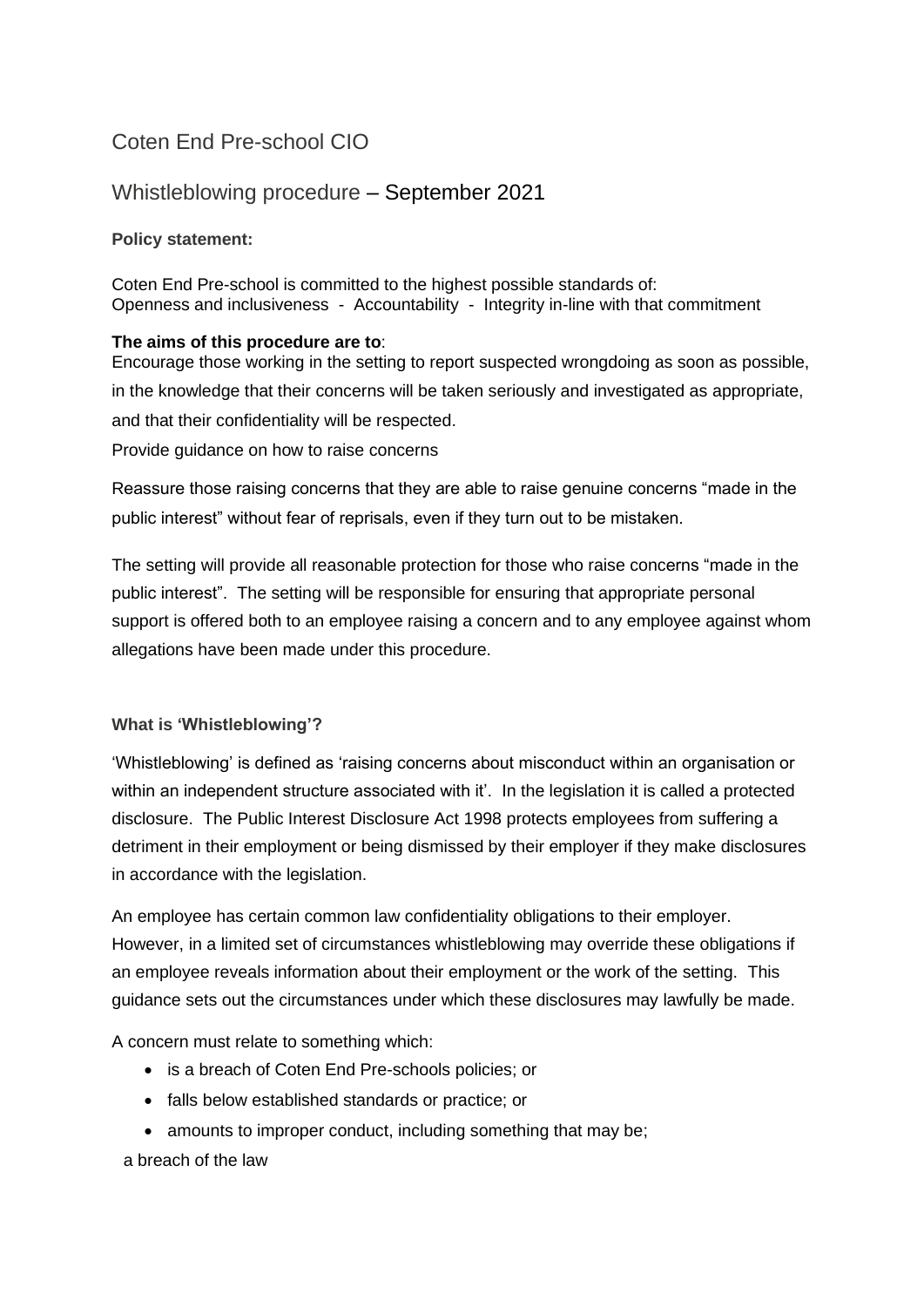# Coten End Pre-school CIO

## Whistleblowing procedure – September 2021

**Policy statement:**

Coten End Pre-school is committed to the highest possible standards of:
Openness and inclusiveness - Accountability - Integrity in-line with that commitment

**The aims of this procedure are to**:
Encourage those working in the setting to report suspected wrongdoing as soon as possible, in the knowledge that their concerns will be taken seriously and investigated as appropriate, and that their confidentiality will be respected.
Provide guidance on how to raise concerns

Reassure those raising concerns that they are able to raise genuine concerns "made in the public interest" without fear of reprisals, even if they turn out to be mistaken.

The setting will provide all reasonable protection for those who raise concerns "made in the public interest". The setting will be responsible for ensuring that appropriate personal support is offered both to an employee raising a concern and to any employee against whom allegations have been made under this procedure.

**What is 'Whistleblowing'?**

'Whistleblowing' is defined as 'raising concerns about misconduct within an organisation or within an independent structure associated with it'. In the legislation it is called a protected disclosure. The Public Interest Disclosure Act 1998 protects employees from suffering a detriment in their employment or being dismissed by their employer if they make disclosures in accordance with the legislation.

An employee has certain common law confidentiality obligations to their employer. However, in a limited set of circumstances whistleblowing may override these obligations if an employee reveals information about their employment or the work of the setting. This guidance sets out the circumstances under which these disclosures may lawfully be made.

A concern must relate to something which:

- is a breach of Coten End Pre-schools policies; or
- falls below established standards or practice; or
- amounts to improper conduct, including something that may be;

a breach of the law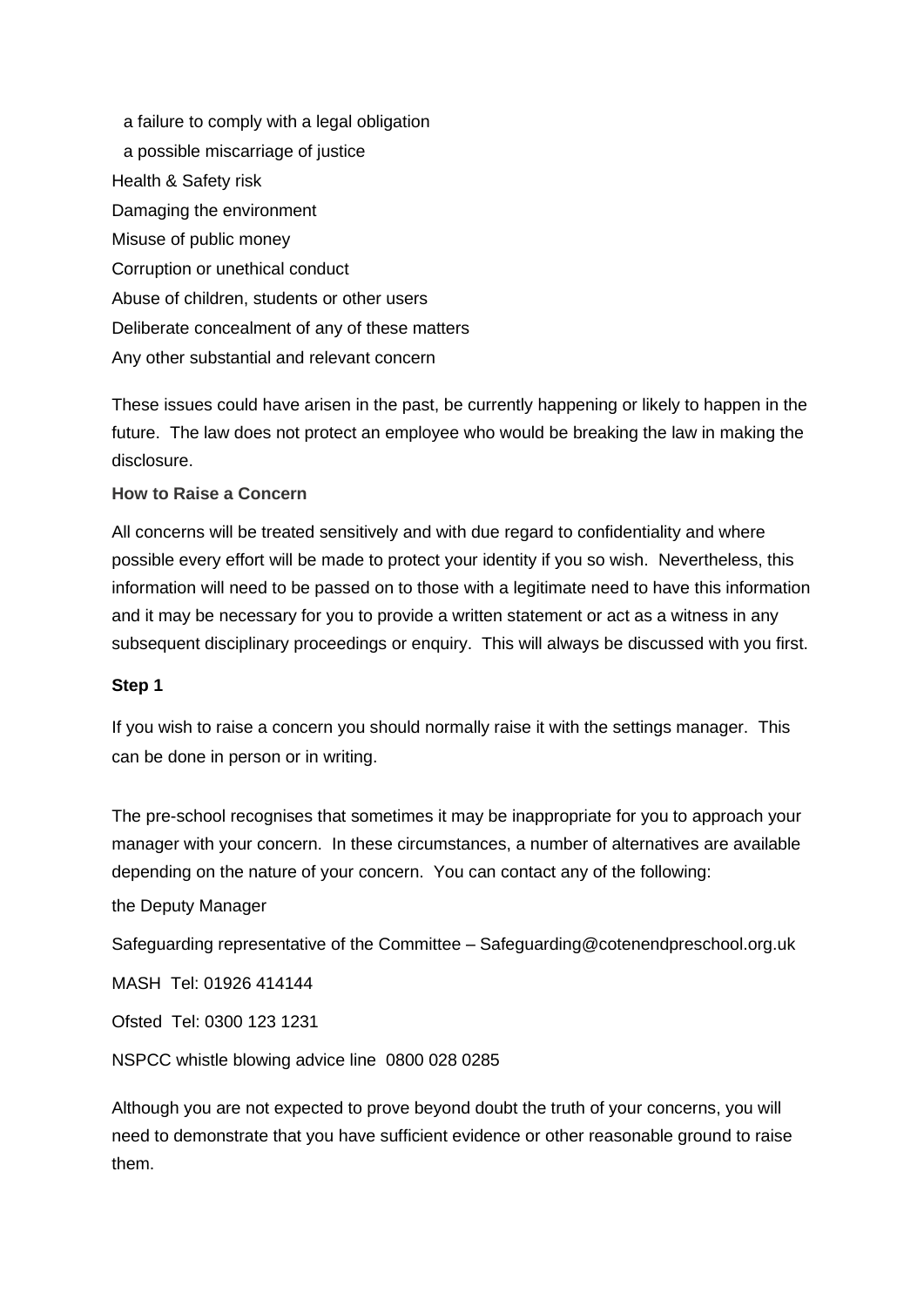- a failure to comply with a legal obligation
- a possible miscarriage of justice
- Health & Safety risk
- Damaging the environment
- Misuse of public money
- Corruption or unethical conduct
- Abuse of children, students or other users
- Deliberate concealment of any of these matters
- Any other substantial and relevant concern

These issues could have arisen in the past, be currently happening or likely to happen in the future. The law does not protect an employee who would be breaking the law in making the disclosure.

**How to Raise a Concern**

All concerns will be treated sensitively and with due regard to confidentiality and where possible every effort will be made to protect your identity if you so wish. Nevertheless, this information will need to be passed on to those with a legitimate need to have this information and it may be necessary for you to provide a written statement or act as a witness in any subsequent disciplinary proceedings or enquiry. This will always be discussed with you first.

**Step 1**

If you wish to raise a concern you should normally raise it with the settings manager. This can be done in person or in writing.

The pre-school recognises that sometimes it may be inappropriate for you to approach your manager with your concern. In these circumstances, a number of alternatives are available depending on the nature of your concern. You can contact any of the following:

the Deputy Manager

Safeguarding representative of the Committee – Safeguarding@cotenendpreschool.org.uk

MASH Tel: 01926 414144

Ofsted Tel: 0300 123 1231

NSPCC whistle blowing advice line 0800 028 0285

Although you are not expected to prove beyond doubt the truth of your concerns, you will need to demonstrate that you have sufficient evidence or other reasonable ground to raise them.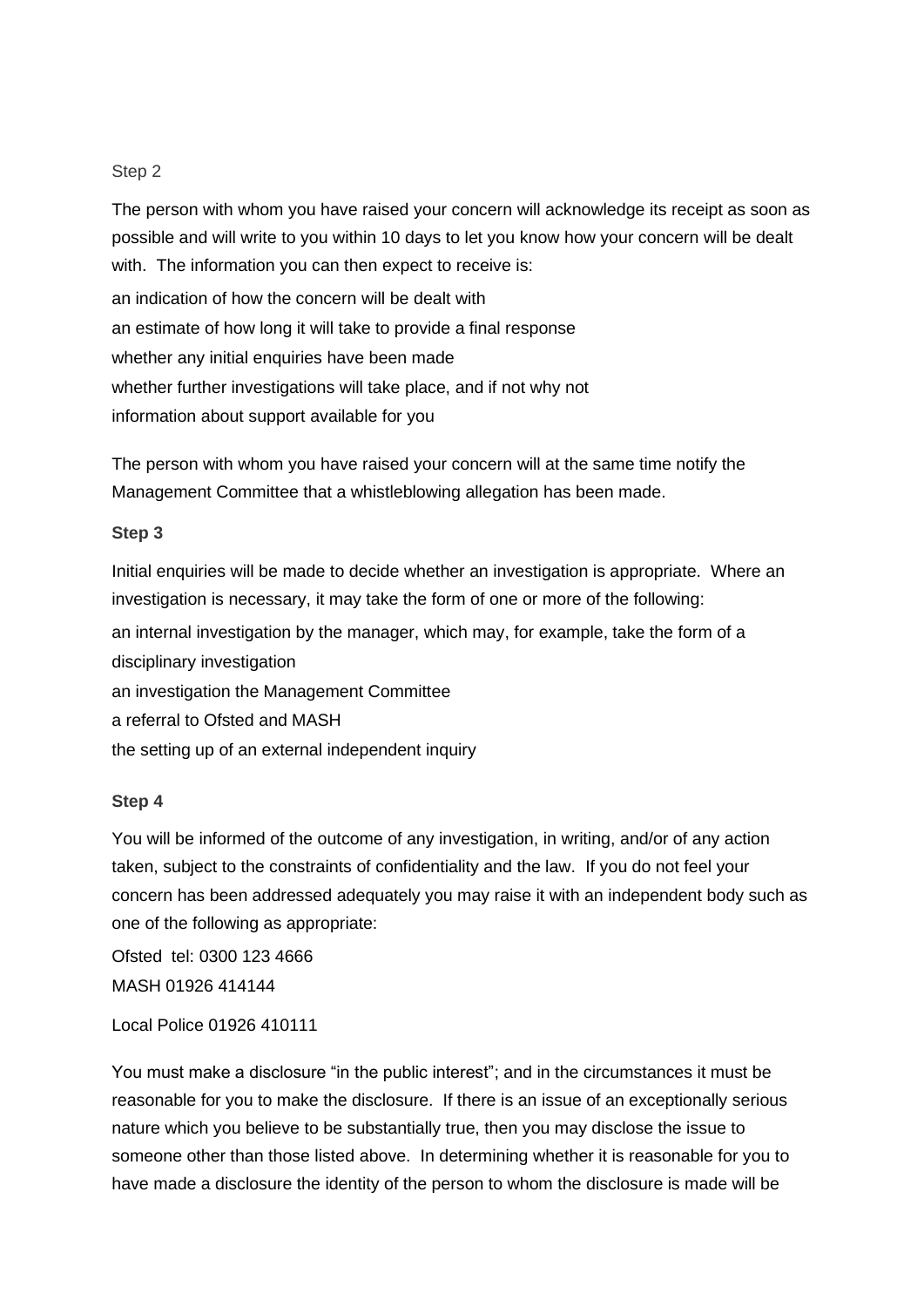Step 2

The person with whom you have raised your concern will acknowledge its receipt as soon as possible and will write to you within 10 days to let you know how your concern will be dealt with. The information you can then expect to receive is:

- an indication of how the concern will be dealt with
- an estimate of how long it will take to provide a final response
- whether any initial enquiries have been made
- whether further investigations will take place, and if not why not
- information about support available for you

The person with whom you have raised your concern will at the same time notify the Management Committee that a whistleblowing allegation has been made.

**Step 3**

Initial enquiries will be made to decide whether an investigation is appropriate. Where an investigation is necessary, it may take the form of one or more of the following:

- an internal investigation by the manager, which may, for example, take the form of a disciplinary investigation
- an investigation the Management Committee
- a referral to Ofsted and MASH
- the setting up of an external independent inquiry

**Step 4**

You will be informed of the outcome of any investigation, in writing, and/or of any action taken, subject to the constraints of confidentiality and the law. If you do not feel your concern has been addressed adequately you may raise it with an independent body such as one of the following as appropriate:

Ofsted tel: 0300 123 4666

MASH 01926 414144

Local Police 01926 410111

You must make a disclosure "in the public interest"; and in the circumstances it must be reasonable for you to make the disclosure. If there is an issue of an exceptionally serious nature which you believe to be substantially true, then you may disclose the issue to someone other than those listed above. In determining whether it is reasonable for you to have made a disclosure the identity of the person to whom the disclosure is made will be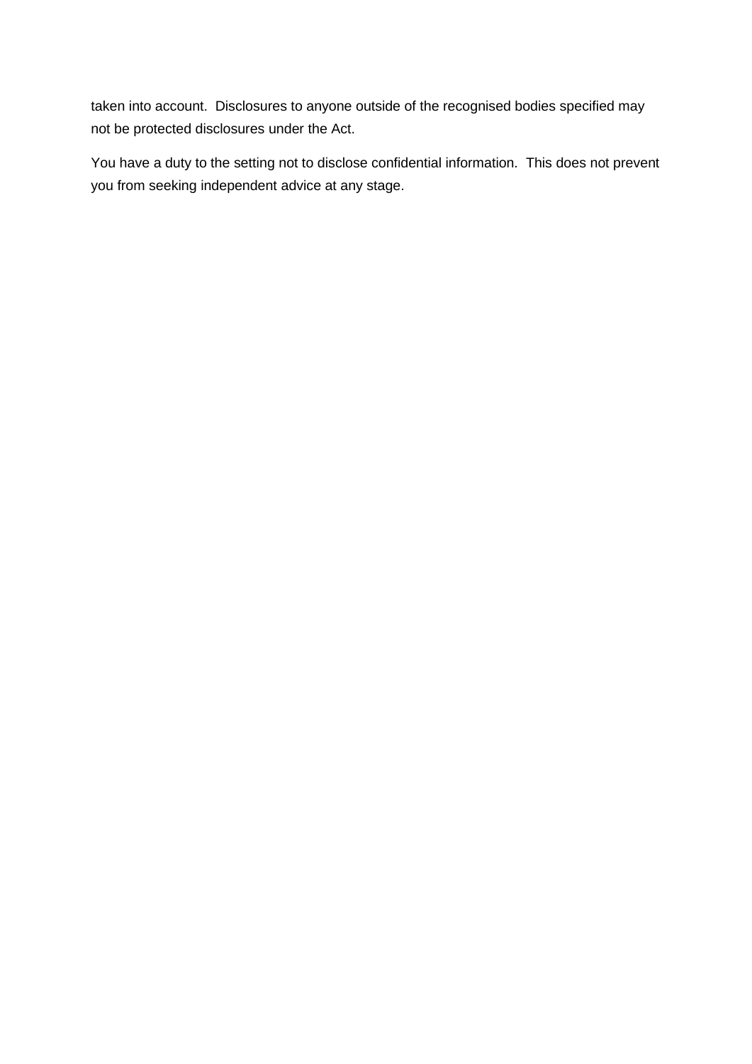taken into account. Disclosures to anyone outside of the recognised bodies specified may not be protected disclosures under the Act.

You have a duty to the setting not to disclose confidential information. This does not prevent you from seeking independent advice at any stage.